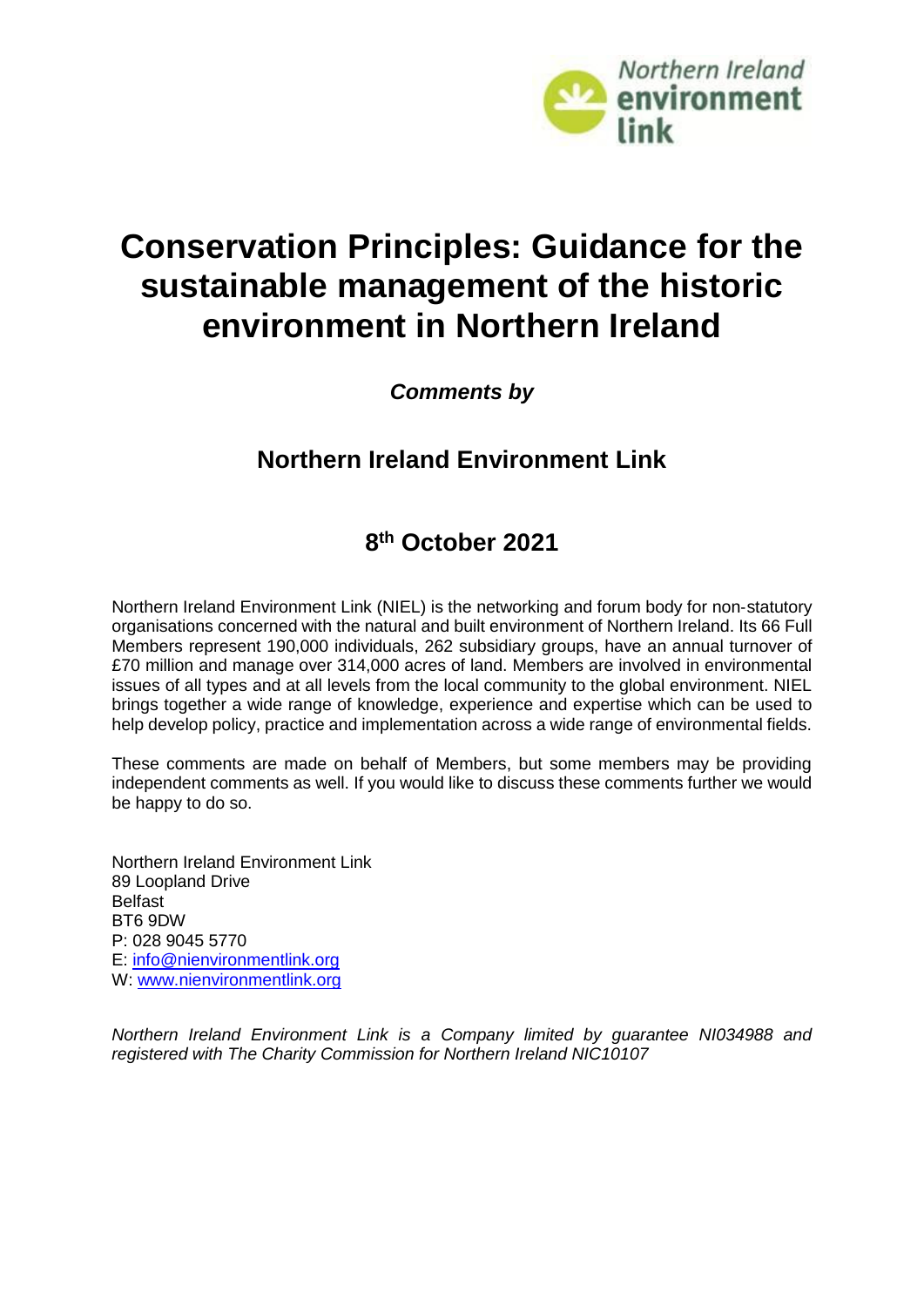Northern Ireland environment link

# Conservation Principles: Guidance for the sustainable management of the historic environment in Northern Ireland

***Comments by***

## Northern Ireland Environment Link

## 8th October 2021

Northern Ireland Environment Link (NIEL) is the networking and forum body for non-statutory organisations concerned with the natural and built environment of Northern Ireland. Its 66 Full Members represent 190,000 individuals, 262 subsidiary groups, have an annual turnover of £70 million and manage over 314,000 acres of land. Members are involved in environmental issues of all types and at all levels from the local community to the global environment. NIEL brings together a wide range of knowledge, experience and expertise which can be used to help develop policy, practice and implementation across a wide range of environmental fields.

These comments are made on behalf of Members, but some members may be providing independent comments as well. If you would like to discuss these comments further we would be happy to do so.

Northern Ireland Environment Link
89 Loopland Drive
Belfast
BT6 9DW
P: 028 9045 5770
E: info@nienvironmentlink.org
W: www.nienvironmentlink.org

*Northern Ireland Environment Link is a Company limited by guarantee NI034988 and registered with The Charity Commission for Northern Ireland NIC10107*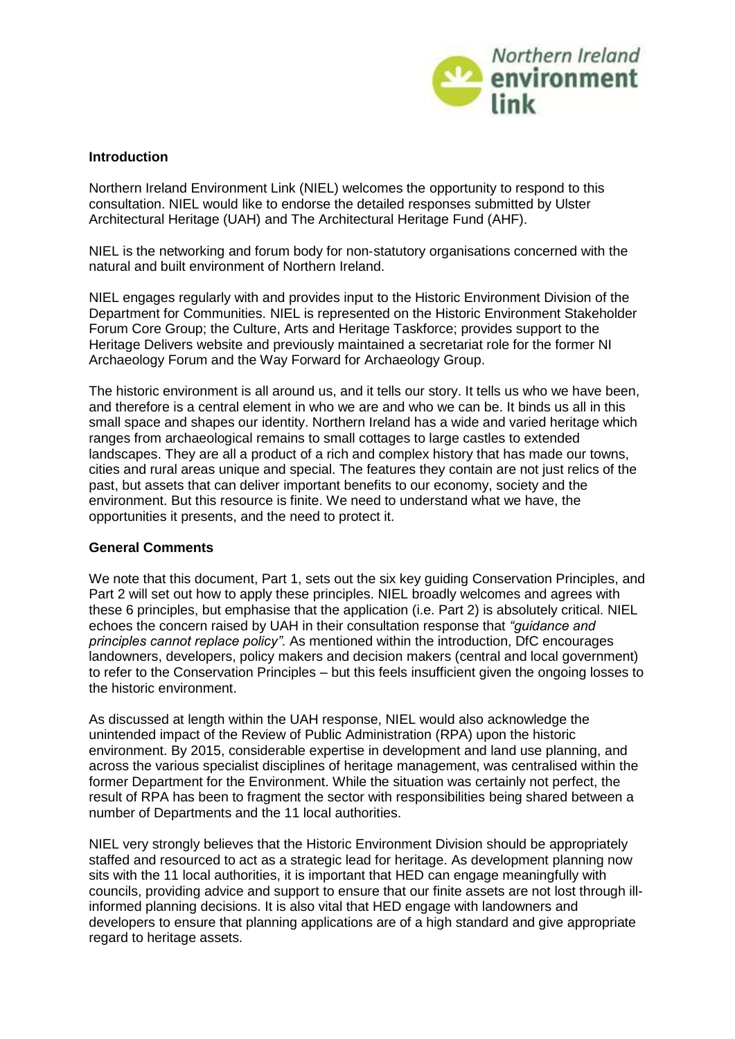## Introduction

Northern Ireland Environment Link (NIEL) welcomes the opportunity to respond to this consultation. NIEL would like to endorse the detailed responses submitted by Ulster Architectural Heritage (UAH) and The Architectural Heritage Fund (AHF).

NIEL is the networking and forum body for non-statutory organisations concerned with the natural and built environment of Northern Ireland.

NIEL engages regularly with and provides input to the Historic Environment Division of the Department for Communities. NIEL is represented on the Historic Environment Stakeholder Forum Core Group; the Culture, Arts and Heritage Taskforce; provides support to the Heritage Delivers website and previously maintained a secretariat role for the former NI Archaeology Forum and the Way Forward for Archaeology Group.

The historic environment is all around us, and it tells our story. It tells us who we have been, and therefore is a central element in who we are and who we can be. It binds us all in this small space and shapes our identity. Northern Ireland has a wide and varied heritage which ranges from archaeological remains to small cottages to large castles to extended landscapes. They are all a product of a rich and complex history that has made our towns, cities and rural areas unique and special. The features they contain are not just relics of the past, but assets that can deliver important benefits to our economy, society and the environment. But this resource is finite. We need to understand what we have, the opportunities it presents, and the need to protect it.

## General Comments

We note that this document, Part 1, sets out the six key guiding Conservation Principles, and Part 2 will set out how to apply these principles. NIEL broadly welcomes and agrees with these 6 principles, but emphasise that the application (i.e. Part 2) is absolutely critical. NIEL echoes the concern raised by UAH in their consultation response that *"guidance and principles cannot replace policy"*. As mentioned within the introduction, DfC encourages landowners, developers, policy makers and decision makers (central and local government) to refer to the Conservation Principles – but this feels insufficient given the ongoing losses to the historic environment.

As discussed at length within the UAH response, NIEL would also acknowledge the unintended impact of the Review of Public Administration (RPA) upon the historic environment. By 2015, considerable expertise in development and land use planning, and across the various specialist disciplines of heritage management, was centralised within the former Department for the Environment. While the situation was certainly not perfect, the result of RPA has been to fragment the sector with responsibilities being shared between a number of Departments and the 11 local authorities.

NIEL very strongly believes that the Historic Environment Division should be appropriately staffed and resourced to act as a strategic lead for heritage. As development planning now sits with the 11 local authorities, it is important that HED can engage meaningfully with councils, providing advice and support to ensure that our finite assets are not lost through ill-informed planning decisions. It is also vital that HED engage with landowners and developers to ensure that planning applications are of a high standard and give appropriate regard to heritage assets.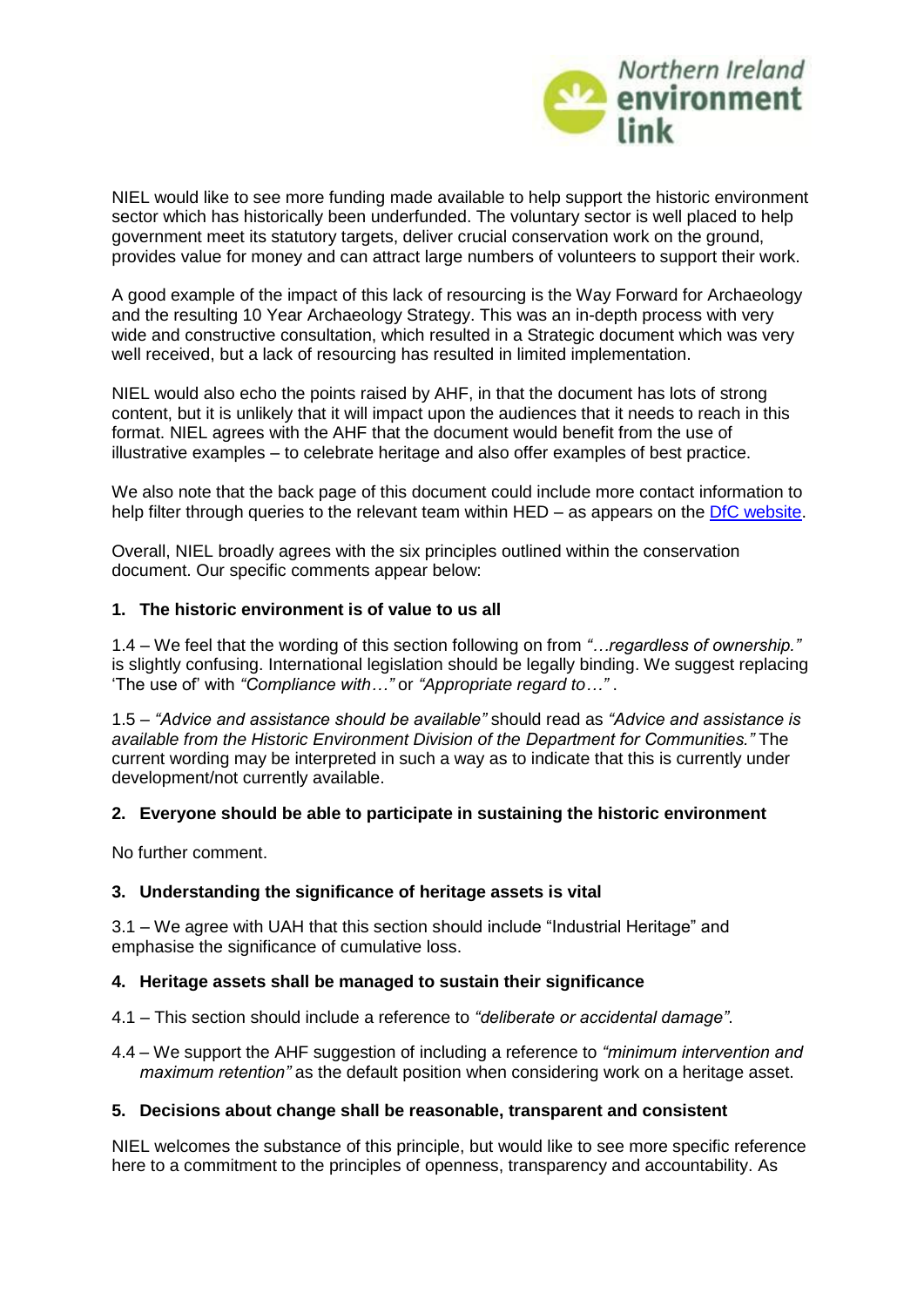NIEL would like to see more funding made available to help support the historic environment sector which has historically been underfunded. The voluntary sector is well placed to help government meet its statutory targets, deliver crucial conservation work on the ground, provides value for money and can attract large numbers of volunteers to support their work.

A good example of the impact of this lack of resourcing is the Way Forward for Archaeology and the resulting 10 Year Archaeology Strategy. This was an in-depth process with very wide and constructive consultation, which resulted in a Strategic document which was very well received, but a lack of resourcing has resulted in limited implementation.

NIEL would also echo the points raised by AHF, in that the document has lots of strong content, but it is unlikely that it will impact upon the audiences that it needs to reach in this format. NIEL agrees with the AHF that the document would benefit from the use of illustrative examples – to celebrate heritage and also offer examples of best practice.

We also note that the back page of this document could include more contact information to help filter through queries to the relevant team within HED – as appears on the [DfC website](DfC website).

Overall, NIEL broadly agrees with the six principles outlined within the conservation document. Our specific comments appear below:

**1. The historic environment is of value to us all**

1.4 – We feel that the wording of this section following on from *"…regardless of ownership."* is slightly confusing. International legislation should be legally binding. We suggest replacing 'The use of' with *"Compliance with…"* or *"Appropriate regard to…"* .

1.5 – *"Advice and assistance should be available"* should read as *"Advice and assistance is available from the Historic Environment Division of the Department for Communities."* The current wording may be interpreted in such a way as to indicate that this is currently under development/not currently available.

**2. Everyone should be able to participate in sustaining the historic environment**

No further comment.

**3. Understanding the significance of heritage assets is vital**

3.1 – We agree with UAH that this section should include "Industrial Heritage" and emphasise the significance of cumulative loss.

**4. Heritage assets shall be managed to sustain their significance**

4.1 – This section should include a reference to *"deliberate or accidental damage"*.

4.4 – We support the AHF suggestion of including a reference to *"minimum intervention and maximum retention"* as the default position when considering work on a heritage asset.

**5. Decisions about change shall be reasonable, transparent and consistent**

NIEL welcomes the substance of this principle, but would like to see more specific reference here to a commitment to the principles of openness, transparency and accountability. As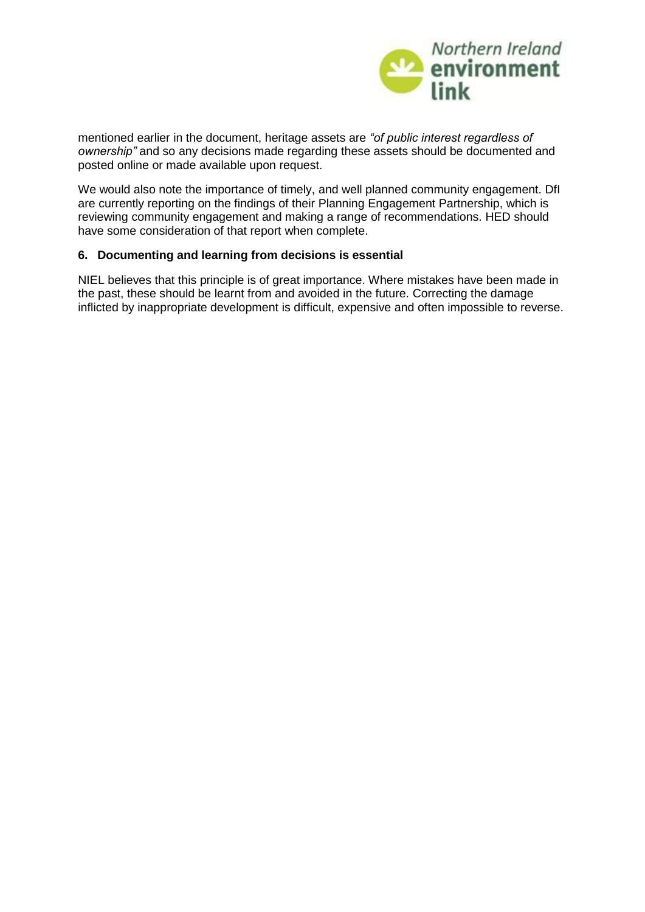mentioned earlier in the document, heritage assets are *"of public interest regardless of ownership"* and so any decisions made regarding these assets should be documented and posted online or made available upon request.

We would also note the importance of timely, and well planned community engagement. DfI are currently reporting on the findings of their Planning Engagement Partnership, which is reviewing community engagement and making a range of recommendations. HED should have some consideration of that report when complete.

**6. Documenting and learning from decisions is essential**

NIEL believes that this principle is of great importance. Where mistakes have been made in the past, these should be learnt from and avoided in the future. Correcting the damage inflicted by inappropriate development is difficult, expensive and often impossible to reverse.